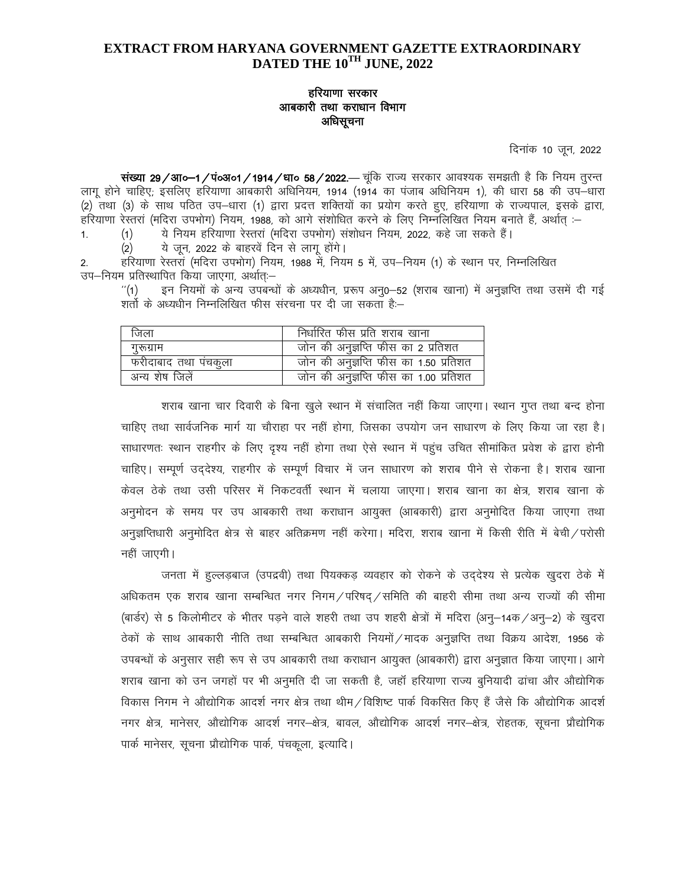# EXTRACT FROM HARYANA GOVERNMENT GAZETTE EXTRAORDINARY DATED THE 10TH JUNE, 2022

## हरियाणा सरकार
## आबकारी तथा कराधान विभाग
## अधिसूचना

दिनांक 10 जून, 2022

**संख्या 29/आ०–1/पं०अ०1/1914/धा० 58/2022.**— चूंकि राज्य सरकार आवश्यक समझती है कि नियम तुरन्त लागू होने चाहिए; इसलिए हरियाणा आबकारी अधिनियम, 1914 (1914 का पंजाब अधिनियम 1), की धारा 58 की उप–धारा (2) तथा (3) के साथ पठित उप–धारा (1) द्वारा प्रदत्त शक्तियों का प्रयोग करते हुए, हरियाणा के राज्यपाल, इसके द्वारा, हरियाणा रेस्तरां (मदिरा उपभोग) नियम, 1988, को आगे संशोधित करने के लिए निम्नलिखित नियम बनाते हैं, अर्थात् :–

1. (1) ये नियम हरियाणा रेस्तरां (मदिरा उपभोग) संशोधन नियम, 2022, कहे जा सकते हैं।
   (2) ये जून, 2022 के बाहरवें दिन से लागू होंगे।

2. हरियाणा रेस्तरां (मदिरा उपभोग) नियम, 1988 में, नियम 5 में, उप–नियम (1) के स्थान पर, निम्नलिखित उप–नियम प्रतिस्थापित किया जाएगा, अर्थातः–

"(1) इन नियमों के अन्य उपबन्धों के अध्यधीन, प्ररूप अनु0–52 (शराब खाना) में अनुज्ञप्ति तथा उसमें दी गई शर्तो के अध्यधीन निम्नलिखित फीस संरचना पर दी जा सकता हैः–

| जिला | निर्धारित फीस प्रति शराब खाना |
|---|---|
| गुरूग्राम | जोन की अनुज्ञप्ति फीस का 2 प्रतिशत |
| फरीदाबाद तथा पंचकुला | जोन की अनुज्ञप्ति फीस का 1.50 प्रतिशत |
| अन्य शेष जिलें | जोन की अनुज्ञप्ति फीस का 1.00 प्रतिशत |

शराब खाना चार दिवारी के बिना खुले स्थान में संचालित नहीं किया जाएगा। स्थान गुप्त तथा बन्द होना चाहिए तथा सार्वजनिक मार्ग या चौराहा पर नहीं होगा, जिसका उपयोग जन साधारण के लिए किया जा रहा है। साधारणतः स्थान राहगीर के लिए दृश्य नहीं होगा तथा ऐसे स्थान में पहुंच उचित सीमांकित प्रवेश के द्वारा होनी चाहिए। सम्पूर्ण उद्देश्य, राहगीर के सम्पूर्ण विचार में जन साधारण को शराब पीने से रोकना है। शराब खाना केवल ठेके तथा उसी परिसर में निकटवर्ती स्थान में चलाया जाएगा। शराब खाना का क्षेत्र, शराब खाना के अनुमोदन के समय पर उप आबकारी तथा कराधान आयुक्त (आबकारी) द्वारा अनुमोदित किया जाएगा तथा अनुज्ञप्तिधारी अनुमोदित क्षेत्र से बाहर अतिक्रमण नहीं करेगा। मदिरा, शराब खाना में किसी रीति में बेची/परोसी नहीं जाएगी।

जनता में हुल्लड़बाज (उपद्रवी) तथा पियक्कड़ व्यवहार को रोकने के उद्देश्य से प्रत्येक खुदरा ठेके में अधिकतम एक शराब खाना सम्बन्धित नगर निगम/परिषद्/समिति की बाहरी सीमा तथा अन्य राज्यों की सीमा (बार्डर) से 5 किलोमीटर के भीतर पड़ने वाले शहरी तथा उप शहरी क्षेत्रों में मदिरा (अनु–14क/अनु–2) के खुदरा ठेकों के साथ आबकारी नीति तथा सम्बन्धित आबकारी नियमों/मादक अनुज्ञप्ति तथा विक्रय आदेश, 1956 के उपबन्धों के अनुसार सही रूप से उप आबकारी तथा कराधान आयुक्त (आबकारी) द्वारा अनुज्ञात किया जाएगा। आगे शराब खाना को उन जगहों पर भी अनुमति दी जा सकती है, जहाँ हरियाणा राज्य बुनियादी ढांचा और औद्योगिक विकास निगम ने औद्योगिक आदर्श नगर क्षेत्र तथा थीम/विशिष्ट पार्क विकसित किए हैं जैसे कि औद्योगिक आदर्श नगर क्षेत्र, मानेसर, औद्योगिक आदर्श नगर–क्षेत्र, बावल, औद्योगिक आदर्श नगर–क्षेत्र, रोहतक, सूचना प्रौद्योगिक पार्क मानेसर, सूचना प्रौद्योगिक पार्क, पंचकूला, इत्यादि।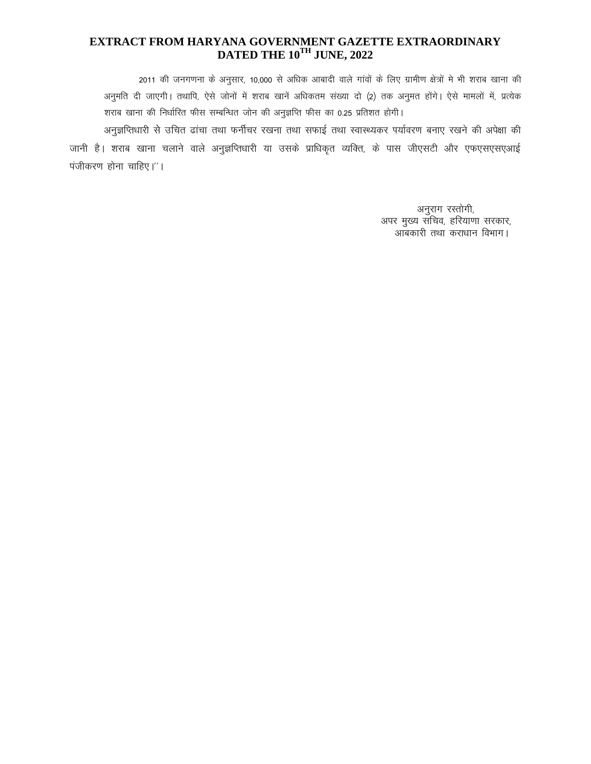**EXTRACT FROM HARYANA GOVERNMENT GAZETTE EXTRAORDINARY DATED THE 10TH JUNE, 2022**

2011 की जनगणना के अनुसार, 10,000 से अधिक आबादी वाले गांवों के लिए ग्रामीण क्षेत्रों मे भी शराब खाना की अनुमति दी जाएगी। तथापि, ऐसे जोनों में शराब खानें अधिकतम संख्या दो (2) तक अनुमत होंगे। ऐसे मामलों में, प्रत्येक शराब खाना की निर्धारित फीस सम्बन्धित जोन की अनुज्ञप्ति फीस का 0.25 प्रतिशत होगी।

अनुज्ञप्तिधारी से उचित ढांचा तथा फर्नीचर रखना तथा सफाई तथा स्वास्थ्यकर पर्यावरण बनाए रखने की अपेक्षा की जानी है। शराब खाना चलाने वाले अनुज्ञप्तिधारी या उसके प्राधिकृत व्यक्ति, के पास जीएसटी और एफएसएसएआई पंजीकरण होना चाहिए।''।

अनुराग रस्तोगी,
अपर मुख्य सचिव, हरियाणा सरकार,
आबकारी तथा कराधान विभाग।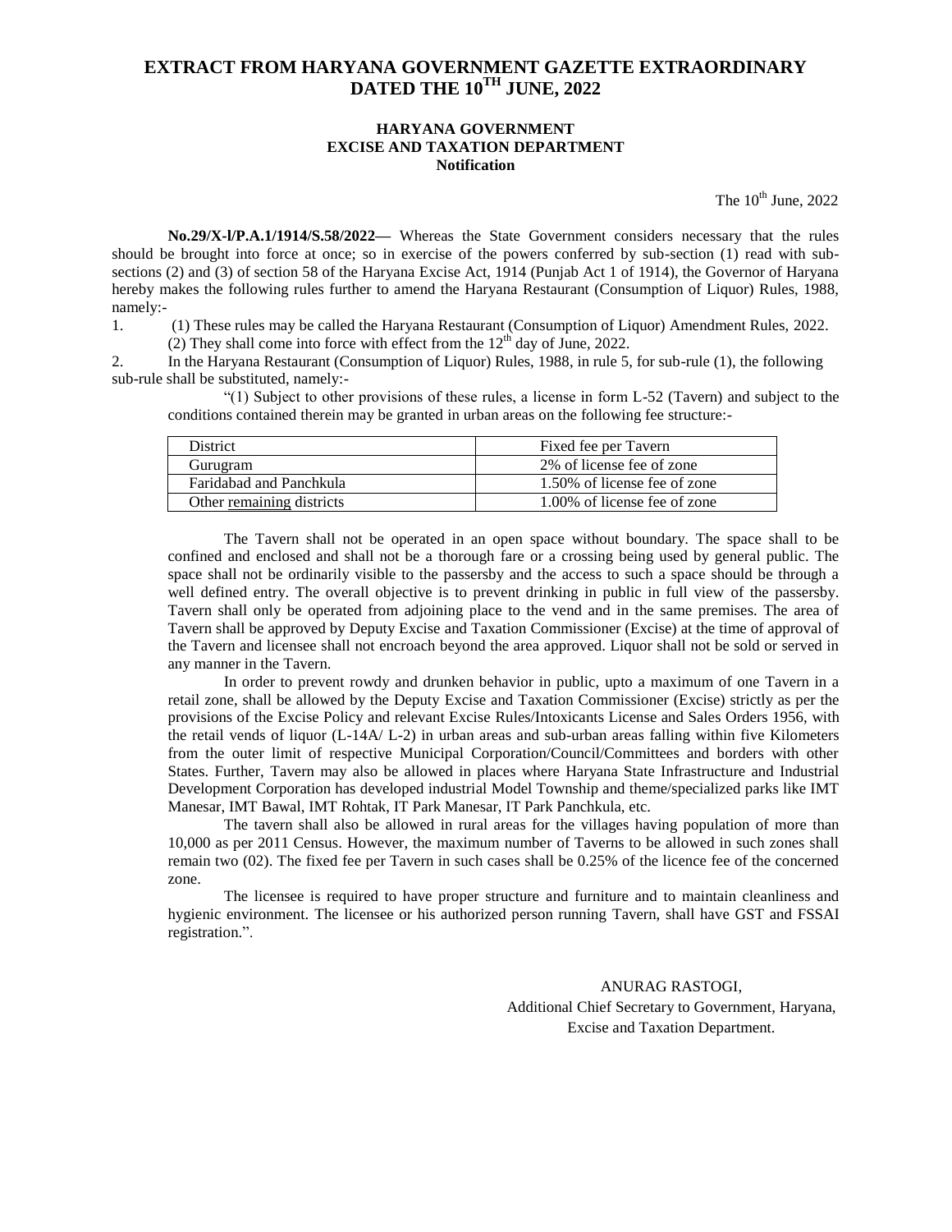# EXTRACT FROM HARYANA GOVERNMENT GAZETTE EXTRAORDINARY DATED THE 10TH JUNE, 2022

## HARYANA GOVERNMENT
## EXCISE AND TAXATION DEPARTMENT
### Notification

The 10th June, 2022

**No.29/X-l/P.A.1/1914/S.58/2022—** Whereas the State Government considers necessary that the rules should be brought into force at once; so in exercise of the powers conferred by sub-section (1) read with sub-sections (2) and (3) of section 58 of the Haryana Excise Act, 1914 (Punjab Act 1 of 1914), the Governor of Haryana hereby makes the following rules further to amend the Haryana Restaurant (Consumption of Liquor) Rules, 1988, namely:-

1. (1) These rules may be called the Haryana Restaurant (Consumption of Liquor) Amendment Rules, 2022.
   (2) They shall come into force with effect from the 12th day of June, 2022.

2. In the Haryana Restaurant (Consumption of Liquor) Rules, 1988, in rule 5, for sub-rule (1), the following sub-rule shall be substituted, namely:-

"(1) Subject to other provisions of these rules, a license in form L-52 (Tavern) and subject to the conditions contained therein may be granted in urban areas on the following fee structure:-

| District | Fixed fee per Tavern |
|---|---|
| Gurugram | 2% of license fee of zone |
| Faridabad and Panchkula | 1.50% of license fee of zone |
| Other remaining districts | 1.00% of license fee of zone |

The Tavern shall not be operated in an open space without boundary. The space shall to be confined and enclosed and shall not be a thorough fare or a crossing being used by general public. The space shall not be ordinarily visible to the passersby and the access to such a space should be through a well defined entry. The overall objective is to prevent drinking in public in full view of the passersby. Tavern shall only be operated from adjoining place to the vend and in the same premises. The area of Tavern shall be approved by Deputy Excise and Taxation Commissioner (Excise) at the time of approval of the Tavern and licensee shall not encroach beyond the area approved. Liquor shall not be sold or served in any manner in the Tavern.

In order to prevent rowdy and drunken behavior in public, upto a maximum of one Tavern in a retail zone, shall be allowed by the Deputy Excise and Taxation Commissioner (Excise) strictly as per the provisions of the Excise Policy and relevant Excise Rules/Intoxicants License and Sales Orders 1956, with the retail vends of liquor (L-14A/ L-2) in urban areas and sub-urban areas falling within five Kilometers from the outer limit of respective Municipal Corporation/Council/Committees and borders with other States. Further, Tavern may also be allowed in places where Haryana State Infrastructure and Industrial Development Corporation has developed industrial Model Township and theme/specialized parks like IMT Manesar, IMT Bawal, IMT Rohtak, IT Park Manesar, IT Park Panchkula, etc.

The tavern shall also be allowed in rural areas for the villages having population of more than 10,000 as per 2011 Census. However, the maximum number of Taverns to be allowed in such zones shall remain two (02). The fixed fee per Tavern in such cases shall be 0.25% of the licence fee of the concerned zone.

The licensee is required to have proper structure and furniture and to maintain cleanliness and hygienic environment. The licensee or his authorized person running Tavern, shall have GST and FSSAI registration.".

ANURAG RASTOGI,
Additional Chief Secretary to Government, Haryana,
Excise and Taxation Department.